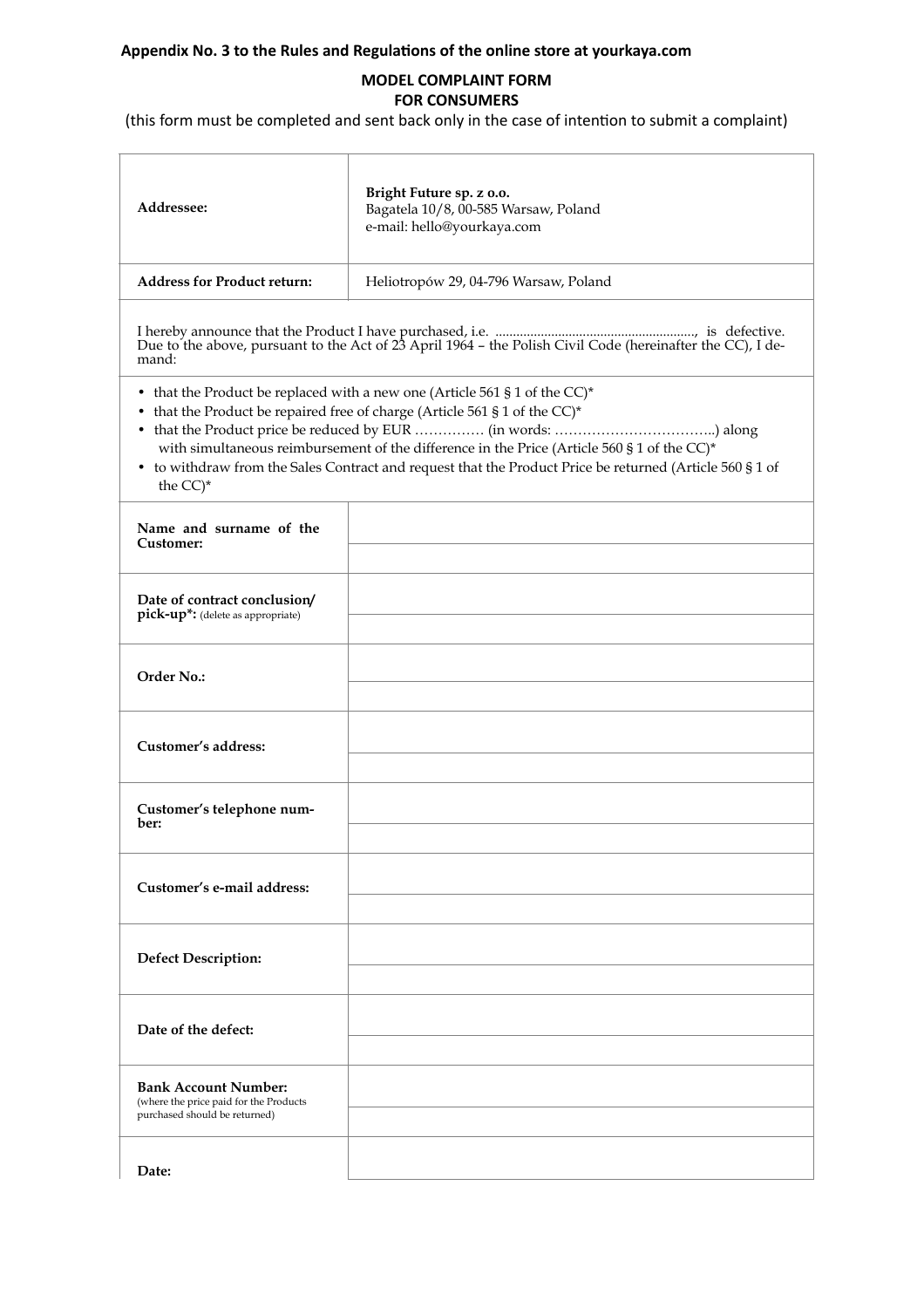**Appendix No. 3 to the Rules and Regulations of the online store at yourkaya.com**

## MODEL COMPLAINT FORM
## FOR CONSUMERS

(this form must be completed and sent back only in the case of intention to submit a complaint)

| | |
|---|---|
| **Addressee:** | **Bright Future sp. z o.o.**<br>Bagatela 10/8, 00-585 Warsaw, Poland<br>e-mail: hello@yourkaya.com |
| **Address for Product return:** | Heliotropów 29, 04-796 Warsaw, Poland |

I hereby announce that the Product I have purchased, i.e. ........................................................., is defective. Due to the above, pursuant to the Act of 23 April 1964 – the Polish Civil Code (hereinafter the CC), I demand:

- that the Product be replaced with a new one (Article 561 § 1 of the CC)*
- that the Product be repaired free of charge (Article 561 § 1 of the CC)*
- that the Product price be reduced by EUR …………… (in words: ……………………………..) along with simultaneous reimbursement of the difference in the Price (Article 560 § 1 of the CC)*
- to withdraw from the Sales Contract and request that the Product Price be returned (Article 560 § 1 of the CC)*

| | |
|---|---|
| **Name and surname of the Customer:** | |
| **Date of contract conclusion/ pick-up*:** (delete as appropriate) | |
| **Order No.:** | |
| **Customer's address:** | |
| **Customer's telephone number:** | |
| **Customer's e-mail address:** | |
| **Defect Description:** | |
| **Date of the defect:** | |
| **Bank Account Number:** (where the price paid for the Products purchased should be returned) | |
| **Date:** | |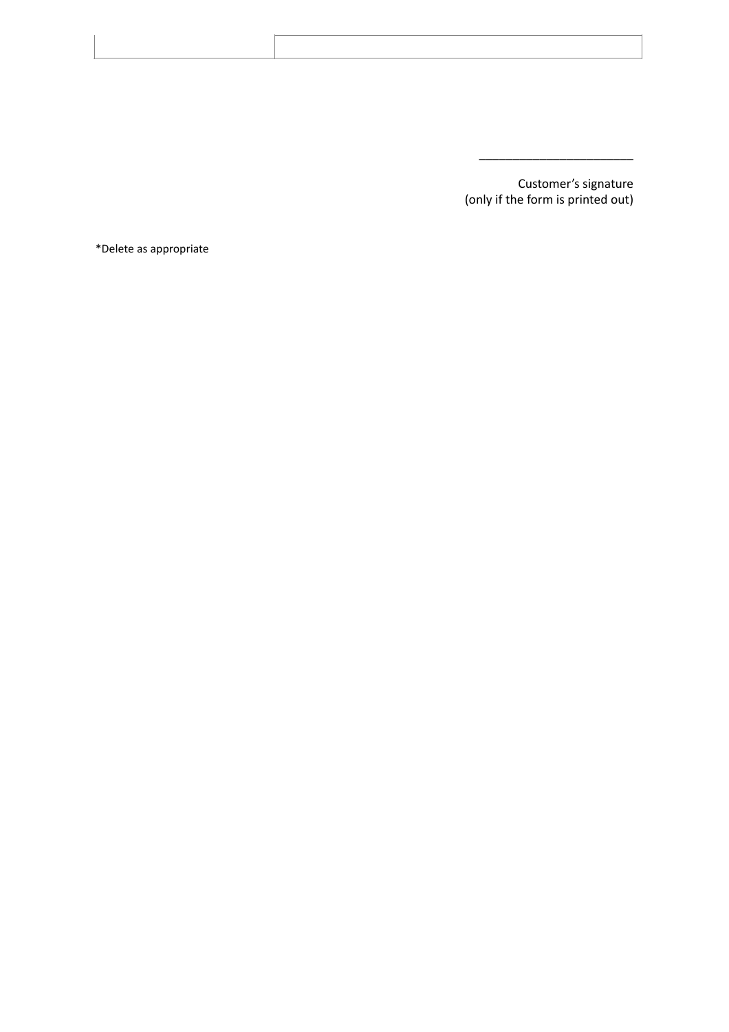| | |
|---|---|
| | |

_______________________

Customer's signature
(only if the form is printed out)

*Delete as appropriate